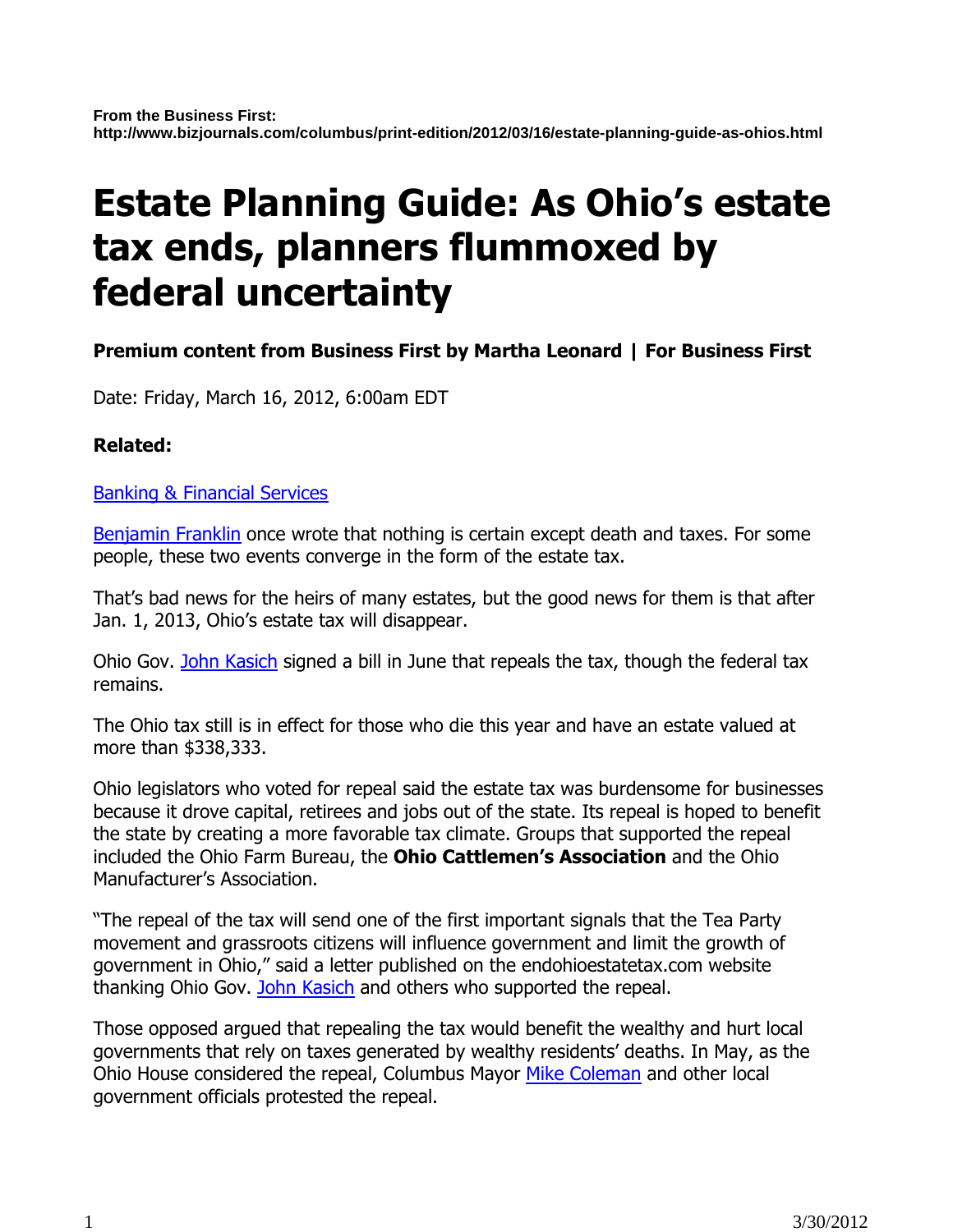**From the Business First:**
**http://www.bizjournals.com/columbus/print-edition/2012/03/16/estate-planning-guide-as-ohios.html**

# Estate Planning Guide: As Ohio's estate tax ends, planners flummoxed by federal uncertainty

**Premium content from Business First by Martha Leonard | For Business First**

Date: Friday, March 16, 2012, 6:00am EDT

**Related:**

Banking & Financial Services

Benjamin Franklin once wrote that nothing is certain except death and taxes. For some people, these two events converge in the form of the estate tax.

That's bad news for the heirs of many estates, but the good news for them is that after Jan. 1, 2013, Ohio's estate tax will disappear.

Ohio Gov. John Kasich signed a bill in June that repeals the tax, though the federal tax remains.

The Ohio tax still is in effect for those who die this year and have an estate valued at more than $338,333.

Ohio legislators who voted for repeal said the estate tax was burdensome for businesses because it drove capital, retirees and jobs out of the state. Its repeal is hoped to benefit the state by creating a more favorable tax climate. Groups that supported the repeal included the Ohio Farm Bureau, the **Ohio Cattlemen's Association** and the Ohio Manufacturer's Association.

"The repeal of the tax will send one of the first important signals that the Tea Party movement and grassroots citizens will influence government and limit the growth of government in Ohio," said a letter published on the endohioestatetax.com website thanking Ohio Gov. John Kasich and others who supported the repeal.

Those opposed argued that repealing the tax would benefit the wealthy and hurt local governments that rely on taxes generated by wealthy residents' deaths. In May, as the Ohio House considered the repeal, Columbus Mayor Mike Coleman and other local government officials protested the repeal.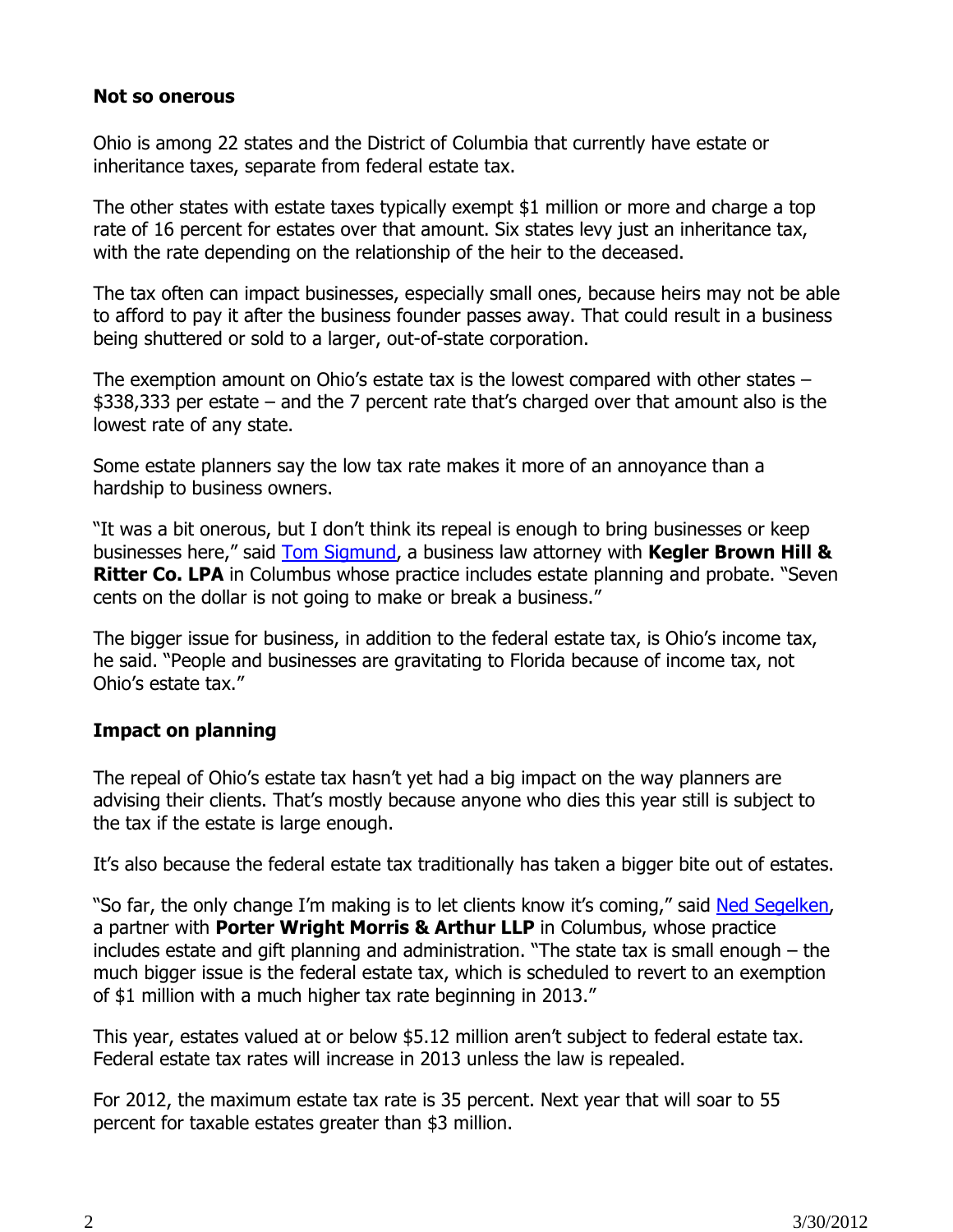## Not so onerous

Ohio is among 22 states and the District of Columbia that currently have estate or inheritance taxes, separate from federal estate tax.

The other states with estate taxes typically exempt $1 million or more and charge a top rate of 16 percent for estates over that amount. Six states levy just an inheritance tax, with the rate depending on the relationship of the heir to the deceased.

The tax often can impact businesses, especially small ones, because heirs may not be able to afford to pay it after the business founder passes away. That could result in a business being shuttered or sold to a larger, out-of-state corporation.

The exemption amount on Ohio's estate tax is the lowest compared with other states – $338,333 per estate – and the 7 percent rate that's charged over that amount also is the lowest rate of any state.

Some estate planners say the low tax rate makes it more of an annoyance than a hardship to business owners.

"It was a bit onerous, but I don't think its repeal is enough to bring businesses or keep businesses here," said Tom Sigmund, a business law attorney with **Kegler Brown Hill & Ritter Co. LPA** in Columbus whose practice includes estate planning and probate. "Seven cents on the dollar is not going to make or break a business."

The bigger issue for business, in addition to the federal estate tax, is Ohio's income tax, he said. "People and businesses are gravitating to Florida because of income tax, not Ohio's estate tax."

## Impact on planning

The repeal of Ohio's estate tax hasn't yet had a big impact on the way planners are advising their clients. That's mostly because anyone who dies this year still is subject to the tax if the estate is large enough.

It's also because the federal estate tax traditionally has taken a bigger bite out of estates.

"So far, the only change I'm making is to let clients know it's coming," said Ned Segelken, a partner with **Porter Wright Morris & Arthur LLP** in Columbus, whose practice includes estate and gift planning and administration. "The state tax is small enough – the much bigger issue is the federal estate tax, which is scheduled to revert to an exemption of $1 million with a much higher tax rate beginning in 2013."

This year, estates valued at or below $5.12 million aren't subject to federal estate tax. Federal estate tax rates will increase in 2013 unless the law is repealed.

For 2012, the maximum estate tax rate is 35 percent. Next year that will soar to 55 percent for taxable estates greater than $3 million.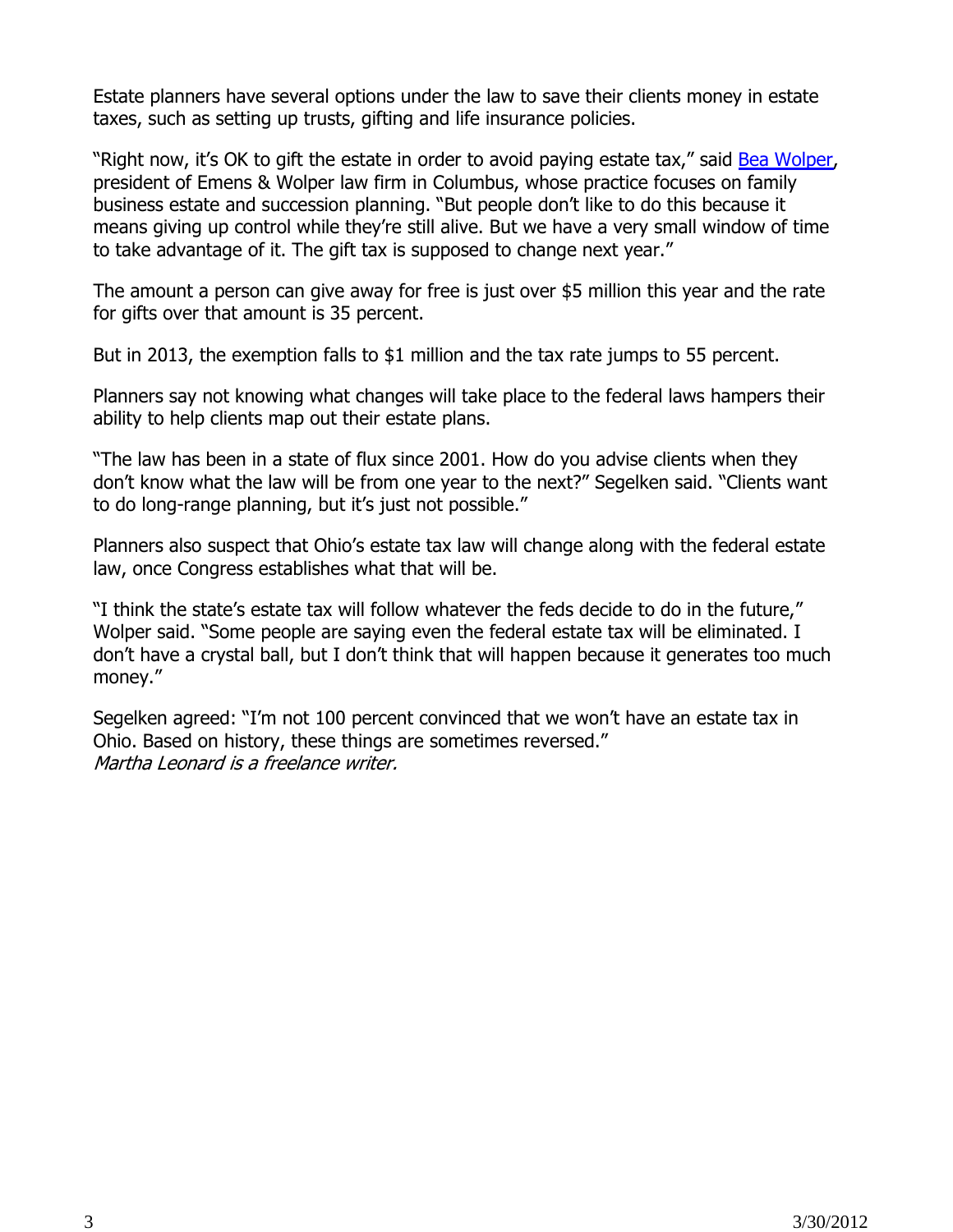Estate planners have several options under the law to save their clients money in estate taxes, such as setting up trusts, gifting and life insurance policies.

"Right now, it's OK to gift the estate in order to avoid paying estate tax," said Bea Wolper, president of Emens & Wolper law firm in Columbus, whose practice focuses on family business estate and succession planning. "But people don't like to do this because it means giving up control while they're still alive. But we have a very small window of time to take advantage of it. The gift tax is supposed to change next year."

The amount a person can give away for free is just over $5 million this year and the rate for gifts over that amount is 35 percent.

But in 2013, the exemption falls to $1 million and the tax rate jumps to 55 percent.

Planners say not knowing what changes will take place to the federal laws hampers their ability to help clients map out their estate plans.

"The law has been in a state of flux since 2001. How do you advise clients when they don't know what the law will be from one year to the next?" Segelken said. "Clients want to do long-range planning, but it's just not possible."

Planners also suspect that Ohio's estate tax law will change along with the federal estate law, once Congress establishes what that will be.

"I think the state's estate tax will follow whatever the feds decide to do in the future," Wolper said. "Some people are saying even the federal estate tax will be eliminated. I don't have a crystal ball, but I don't think that will happen because it generates too much money."

Segelken agreed: "I'm not 100 percent convinced that we won't have an estate tax in Ohio. Based on history, these things are sometimes reversed."
*Martha Leonard is a freelance writer.*